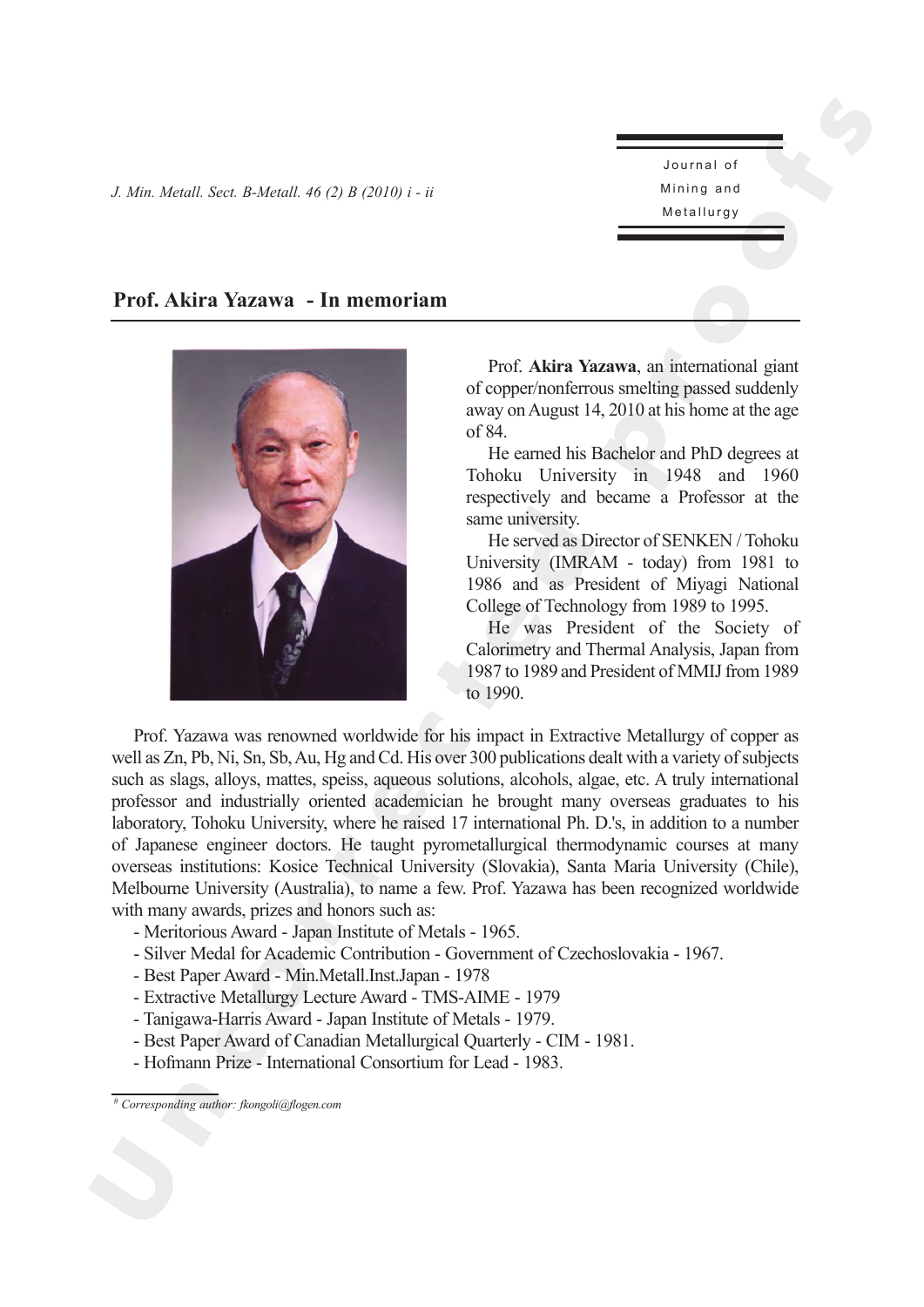# Prof. Akira Yazawa - In memoriam

Prof. **Akira Yazawa**, an international giant of copper/nonferrous smelting passed suddenly away on August 14, 2010 at his home at the age of 84.

He earned his Bachelor and PhD degrees at Tohoku University in 1948 and 1960 respectively and became a Professor at the same university.

He served as Director of SENKEN / Tohoku University (IMRAM - today) from 1981 to 1986 and as President of Miyagi National College of Technology from 1989 to 1995.

He was President of the Society of Calorimetry and Thermal Analysis, Japan from 1987 to 1989 and President of MMIJ from 1989 to 1990.

Prof. Yazawa was renowned worldwide for his impact in Extractive Metallurgy of copper as well as Zn, Pb, Ni, Sn, Sb, Au, Hg and Cd. His over 300 publications dealt with a variety of subjects such as slags, alloys, mattes, speiss, aqueous solutions, alcohols, algae, etc. A truly international professor and industrially oriented academician he brought many overseas graduates to his laboratory, Tohoku University, where he raised 17 international Ph. D.'s, in addition to a number of Japanese engineer doctors. He taught pyrometallurgical thermodynamic courses at many overseas institutions: Kosice Technical University (Slovakia), Santa Maria University (Chile), Melbourne University (Australia), to name a few. Prof. Yazawa has been recognized worldwide with many awards, prizes and honors such as:

- Meritorious Award - Japan Institute of Metals - 1965.
- Silver Medal for Academic Contribution - Government of Czechoslovakia - 1967.
- Best Paper Award - Min.Metall.Inst.Japan - 1978
- Extractive Metallurgy Lecture Award - TMS-AIME - 1979
- Tanigawa-Harris Award - Japan Institute of Metals - 1979.
- Best Paper Award of Canadian Metallurgical Quarterly - CIM - 1981.
- Hofmann Prize - International Consortium for Lead - 1983.

[#] *Corresponding author: fkongoli@flogen.com*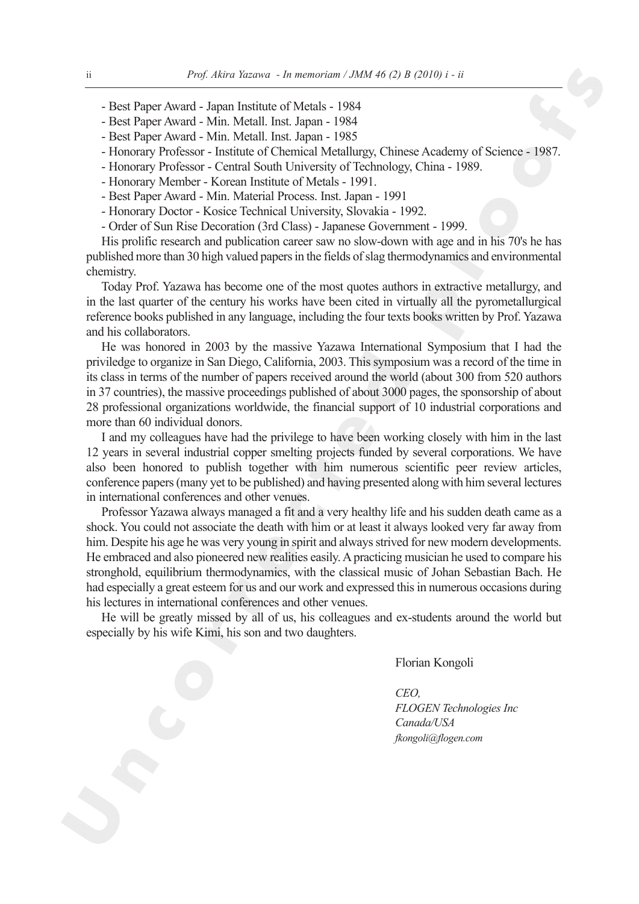- Best Paper Award - Japan Institute of Metals - 1984
- Best Paper Award - Min. Metall. Inst. Japan - 1984
- Best Paper Award - Min. Metall. Inst. Japan - 1985
- Honorary Professor - Institute of Chemical Metallurgy, Chinese Academy of Science - 1987.
- Honorary Professor - Central South University of Technology, China - 1989.
- Honorary Member - Korean Institute of Metals - 1991.
- Best Paper Award - Min. Material Process. Inst. Japan - 1991
- Honorary Doctor - Kosice Technical University, Slovakia - 1992.
- Order of Sun Rise Decoration (3rd Class) - Japanese Government - 1999.

His prolific research and publication career saw no slow-down with age and in his 70's he has published more than 30 high valued papers in the fields of slag thermodynamics and environmental chemistry.

Today Prof. Yazawa has become one of the most quotes authors in extractive metallurgy, and in the last quarter of the century his works have been cited in virtually all the pyrometallurgical reference books published in any language, including the four texts books written by Prof. Yazawa and his collaborators.

He was honored in 2003 by the massive Yazawa International Symposium that I had the priviledge to organize in San Diego, California, 2003. This symposium was a record of the time in its class in terms of the number of papers received around the world (about 300 from 520 authors in 37 countries), the massive proceedings published of about 3000 pages, the sponsorship of about 28 professional organizations worldwide, the financial support of 10 industrial corporations and more than 60 individual donors.

I and my colleagues have had the privilege to have been working closely with him in the last 12 years in several industrial copper smelting projects funded by several corporations. We have also been honored to publish together with him numerous scientific peer review articles, conference papers (many yet to be published) and having presented along with him several lectures in international conferences and other venues.

Professor Yazawa always managed a fit and a very healthy life and his sudden death came as a shock. You could not associate the death with him or at least it always looked very far away from him. Despite his age he was very young in spirit and always strived for new modern developments. He embraced and also pioneered new realities easily. A practicing musician he used to compare his stronghold, equilibrium thermodynamics, with the classical music of Johan Sebastian Bach. He had especially a great esteem for us and our work and expressed this in numerous occasions during his lectures in international conferences and other venues.

He will be greatly missed by all of us, his colleagues and ex-students around the world but especially by his wife Kimi, his son and two daughters.

Florian Kongoli

*CEO,*
*FLOGEN Technologies Inc*
*Canada/USA*
*fkongoli@flogen.com*